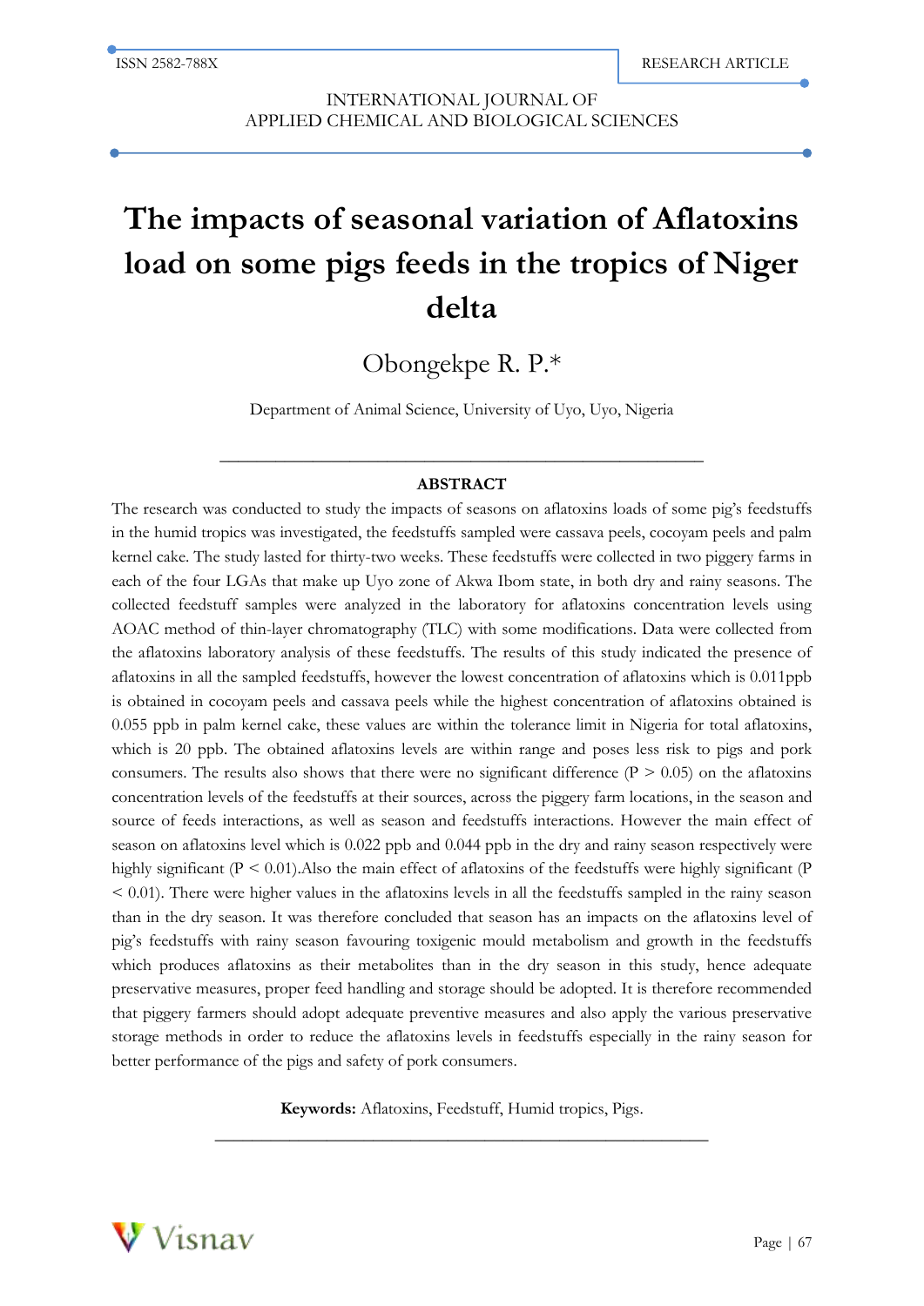# The impacts of seasonal variation of Aflatoxins load on some pigs feeds in the tropics of Niger delta

Obongekpe R. P.*

Department of Animal Science, University of Uyo, Uyo, Nigeria

## ABSTRACT

The research was conducted to study the impacts of seasons on aflatoxins loads of some pig's feedstuffs in the humid tropics was investigated, the feedstuffs sampled were cassava peels, cocoyam peels and palm kernel cake. The study lasted for thirty-two weeks. These feedstuffs were collected in two piggery farms in each of the four LGAs that make up Uyo zone of Akwa Ibom state, in both dry and rainy seasons. The collected feedstuff samples were analyzed in the laboratory for aflatoxins concentration levels using AOAC method of thin-layer chromatography (TLC) with some modifications. Data were collected from the aflatoxins laboratory analysis of these feedstuffs. The results of this study indicated the presence of aflatoxins in all the sampled feedstuffs, however the lowest concentration of aflatoxins which is 0.011ppb is obtained in cocoyam peels and cassava peels while the highest concentration of aflatoxins obtained is 0.055 ppb in palm kernel cake, these values are within the tolerance limit in Nigeria for total aflatoxins, which is 20 ppb. The obtained aflatoxins levels are within range and poses less risk to pigs and pork consumers. The results also shows that there were no significant difference ($P > 0.05$) on the aflatoxins concentration levels of the feedstuffs at their sources, across the piggery farm locations, in the season and source of feeds interactions, as well as season and feedstuffs interactions. However the main effect of season on aflatoxins level which is 0.022 ppb and 0.044 ppb in the dry and rainy season respectively were highly significant ($P < 0.01$).Also the main effect of aflatoxins of the feedstuffs were highly significant ($P < 0.01$). There were higher values in the aflatoxins levels in all the feedstuffs sampled in the rainy season than in the dry season. It was therefore concluded that season has an impacts on the aflatoxins level of pig's feedstuffs with rainy season favouring toxigenic mould metabolism and growth in the feedstuffs which produces aflatoxins as their metabolites than in the dry season in this study, hence adequate preservative measures, proper feed handling and storage should be adopted. It is therefore recommended that piggery farmers should adopt adequate preventive measures and also apply the various preservative storage methods in order to reduce the aflatoxins levels in feedstuffs especially in the rainy season for better performance of the pigs and safety of pork consumers.

**Keywords:** Aflatoxins, Feedstuff, Humid tropics, Pigs.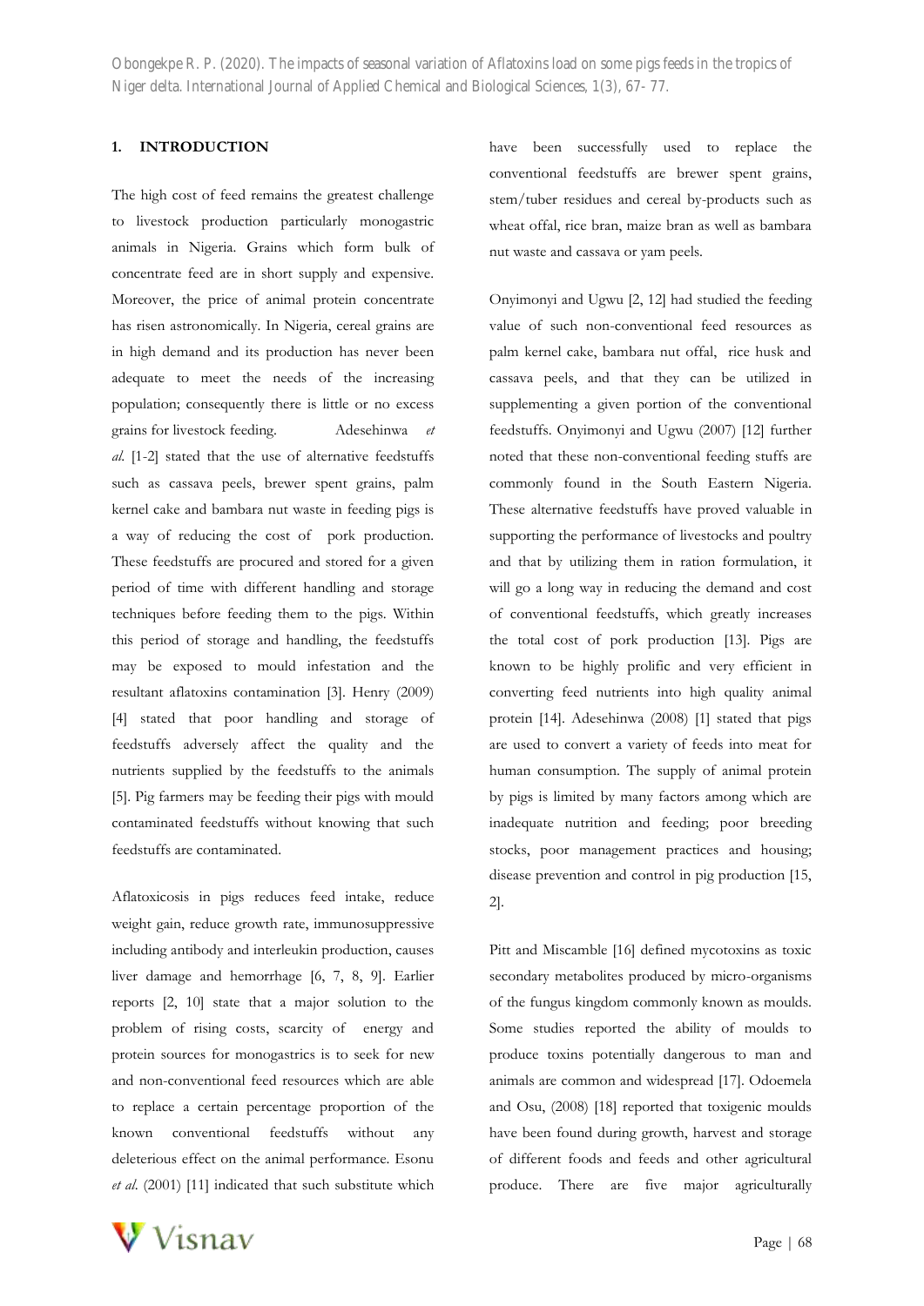## 1. INTRODUCTION

The high cost of feed remains the greatest challenge to livestock production particularly monogastric animals in Nigeria. Grains which form bulk of concentrate feed are in short supply and expensive. Moreover, the price of animal protein concentrate has risen astronomically. In Nigeria, cereal grains are in high demand and its production has never been adequate to meet the needs of the increasing population; consequently there is little or no excess grains for livestock feeding. Adesehinwa *et al.* [1-2] stated that the use of alternative feedstuffs such as cassava peels, brewer spent grains, palm kernel cake and bambara nut waste in feeding pigs is a way of reducing the cost of pork production. These feedstuffs are procured and stored for a given period of time with different handling and storage techniques before feeding them to the pigs. Within this period of storage and handling, the feedstuffs may be exposed to mould infestation and the resultant aflatoxins contamination [3]. Henry (2009) [4] stated that poor handling and storage of feedstuffs adversely affect the quality and the nutrients supplied by the feedstuffs to the animals [5]. Pig farmers may be feeding their pigs with mould contaminated feedstuffs without knowing that such feedstuffs are contaminated.

Aflatoxicosis in pigs reduces feed intake, reduce weight gain, reduce growth rate, immunosuppressive including antibody and interleukin production, causes liver damage and hemorrhage [6, 7, 8, 9]. Earlier reports [2, 10] state that a major solution to the problem of rising costs, scarcity of energy and protein sources for monogastrics is to seek for new and non-conventional feed resources which are able to replace a certain percentage proportion of the known conventional feedstuffs without any deleterious effect on the animal performance. Esonu *et al.* (2001) [11] indicated that such substitute which have been successfully used to replace the conventional feedstuffs are brewer spent grains, stem/tuber residues and cereal by-products such as wheat offal, rice bran, maize bran as well as bambara nut waste and cassava or yam peels.

Onyimonyi and Ugwu [2, 12] had studied the feeding value of such non-conventional feed resources as palm kernel cake, bambara nut offal, rice husk and cassava peels, and that they can be utilized in supplementing a given portion of the conventional feedstuffs. Onyimonyi and Ugwu (2007) [12] further noted that these non-conventional feeding stuffs are commonly found in the South Eastern Nigeria. These alternative feedstuffs have proved valuable in supporting the performance of livestocks and poultry and that by utilizing them in ration formulation, it will go a long way in reducing the demand and cost of conventional feedstuffs, which greatly increases the total cost of pork production [13]. Pigs are known to be highly prolific and very efficient in converting feed nutrients into high quality animal protein [14]. Adesehinwa (2008) [1] stated that pigs are used to convert a variety of feeds into meat for human consumption. The supply of animal protein by pigs is limited by many factors among which are inadequate nutrition and feeding; poor breeding stocks, poor management practices and housing; disease prevention and control in pig production [15, 2].

Pitt and Miscamble [16] defined mycotoxins as toxic secondary metabolites produced by micro-organisms of the fungus kingdom commonly known as moulds. Some studies reported the ability of moulds to produce toxins potentially dangerous to man and animals are common and widespread [17]. Odoemela and Osu, (2008) [18] reported that toxigenic moulds have been found during growth, harvest and storage of different foods and feeds and other agricultural produce. There are five major agriculturally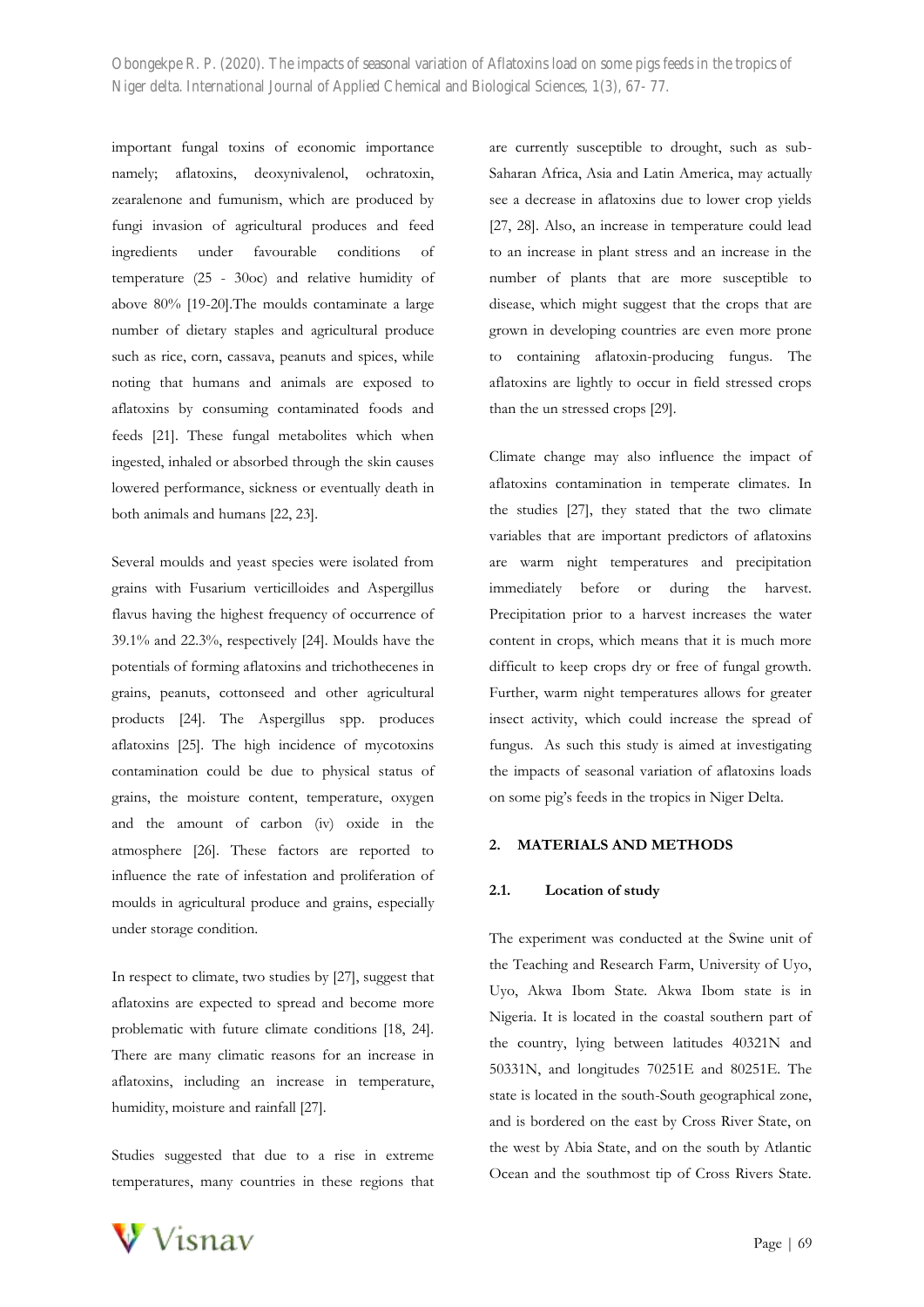important fungal toxins of economic importance namely; aflatoxins, deoxynivalenol, ochratoxin, zearalenone and fumunism, which are produced by fungi invasion of agricultural produces and feed ingredients under favourable conditions of temperature (25 - 30oc) and relative humidity of above 80% [19-20].The moulds contaminate a large number of dietary staples and agricultural produce such as rice, corn, cassava, peanuts and spices, while noting that humans and animals are exposed to aflatoxins by consuming contaminated foods and feeds [21]. These fungal metabolites which when ingested, inhaled or absorbed through the skin causes lowered performance, sickness or eventually death in both animals and humans [22, 23].

Several moulds and yeast species were isolated from grains with Fusarium verticilloides and Aspergillus flavus having the highest frequency of occurrence of 39.1% and 22.3%, respectively [24]. Moulds have the potentials of forming aflatoxins and trichothecenes in grains, peanuts, cottonseed and other agricultural products [24]. The Aspergillus spp. produces aflatoxins [25]. The high incidence of mycotoxins contamination could be due to physical status of grains, the moisture content, temperature, oxygen and the amount of carbon (iv) oxide in the atmosphere [26]. These factors are reported to influence the rate of infestation and proliferation of moulds in agricultural produce and grains, especially under storage condition.

In respect to climate, two studies by [27], suggest that aflatoxins are expected to spread and become more problematic with future climate conditions [18, 24]. There are many climatic reasons for an increase in aflatoxins, including an increase in temperature, humidity, moisture and rainfall [27].

Studies suggested that due to a rise in extreme temperatures, many countries in these regions that are currently susceptible to drought, such as sub-Saharan Africa, Asia and Latin America, may actually see a decrease in aflatoxins due to lower crop yields [27, 28]. Also, an increase in temperature could lead to an increase in plant stress and an increase in the number of plants that are more susceptible to disease, which might suggest that the crops that are grown in developing countries are even more prone to containing aflatoxin-producing fungus. The aflatoxins are lightly to occur in field stressed crops than the un stressed crops [29].

Climate change may also influence the impact of aflatoxins contamination in temperate climates. In the studies [27], they stated that the two climate variables that are important predictors of aflatoxins are warm night temperatures and precipitation immediately before or during the harvest. Precipitation prior to a harvest increases the water content in crops, which means that it is much more difficult to keep crops dry or free of fungal growth. Further, warm night temperatures allows for greater insect activity, which could increase the spread of fungus. As such this study is aimed at investigating the impacts of seasonal variation of aflatoxins loads on some pig's feeds in the tropics in Niger Delta.

## 2. MATERIALS AND METHODS

### 2.1. Location of study

The experiment was conducted at the Swine unit of the Teaching and Research Farm, University of Uyo, Uyo, Akwa Ibom State. Akwa Ibom state is in Nigeria. It is located in the coastal southern part of the country, lying between latitudes 40321N and 50331N, and longitudes 70251E and 80251E. The state is located in the south-South geographical zone, and is bordered on the east by Cross River State, on the west by Abia State, and on the south by Atlantic Ocean and the southmost tip of Cross Rivers State.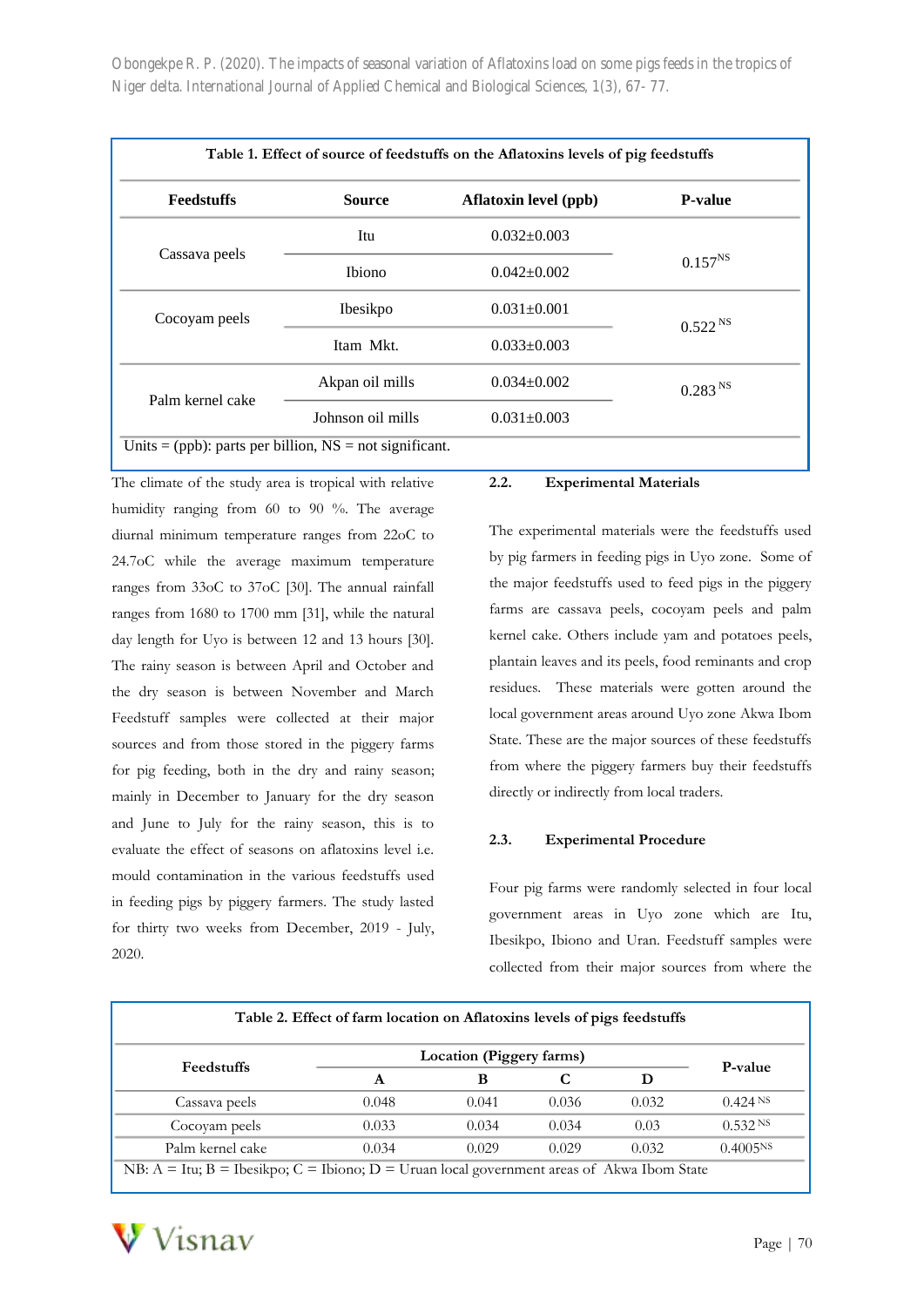**Table 1. Effect of source of feedstuffs on the Aflatoxins levels of pig feedstuffs**

| Feedstuffs | Source | Aflatoxin level (ppb) | P-value |
|---|---|---|---|
| Cassava peels | Itu | 0.032±0.003 | 0.157[NS] |
| | Ibiono | 0.042±0.002 | |
| Cocoyam peels | Ibesikpo | 0.031±0.001 | 0.522 [NS] |
| | Itam Mkt. | 0.033±0.003 | |
| Palm kernel cake | Akpan oil mills | 0.034±0.002 | 0.283 [NS] |
| | Johnson oil mills | 0.031±0.003 | |

Units = (ppb): parts per billion, NS = not significant.

The climate of the study area is tropical with relative humidity ranging from 60 to 90 %. The average diurnal minimum temperature ranges from 22oC to 24.7oC while the average maximum temperature ranges from 33oC to 37oC [30]. The annual rainfall ranges from 1680 to 1700 mm [31], while the natural day length for Uyo is between 12 and 13 hours [30]. The rainy season is between April and October and the dry season is between November and March Feedstuff samples were collected at their major sources and from those stored in the piggery farms for pig feeding, both in the dry and rainy season; mainly in December to January for the dry season and June to July for the rainy season, this is to evaluate the effect of seasons on aflatoxins level i.e. mould contamination in the various feedstuffs used in feeding pigs by piggery farmers. The study lasted for thirty two weeks from December, 2019 - July, 2020.

### 2.2. Experimental Materials

The experimental materials were the feedstuffs used by pig farmers in feeding pigs in Uyo zone. Some of the major feedstuffs used to feed pigs in the piggery farms are cassava peels, cocoyam peels and palm kernel cake. Others include yam and potatoes peels, plantain leaves and its peels, food reminants and crop residues. These materials were gotten around the local government areas around Uyo zone Akwa Ibom State. These are the major sources of these feedstuffs from where the piggery farmers buy their feedstuffs directly or indirectly from local traders.

### 2.3. Experimental Procedure

Four pig farms were randomly selected in four local government areas in Uyo zone which are Itu, Ibesikpo, Ibiono and Uran. Feedstuff samples were collected from their major sources from where the

**Table 2. Effect of farm location on Aflatoxins levels of pigs feedstuffs**

| Feedstuffs | Location (Piggery farms) | | | | P-value |
|---|---|---|---|---|---|
| | A | B | C | D | |
| Cassava peels | 0.048 | 0.041 | 0.036 | 0.032 | 0.424 [NS] |
| Cocoyam peels | 0.033 | 0.034 | 0.034 | 0.03 | 0.532 [NS] |
| Palm kernel cake | 0.034 | 0.029 | 0.029 | 0.032 | 0.4005[NS] |

NB: A = Itu; B = Ibesikpo; C = Ibiono; D = Uruan local government areas of Akwa Ibom State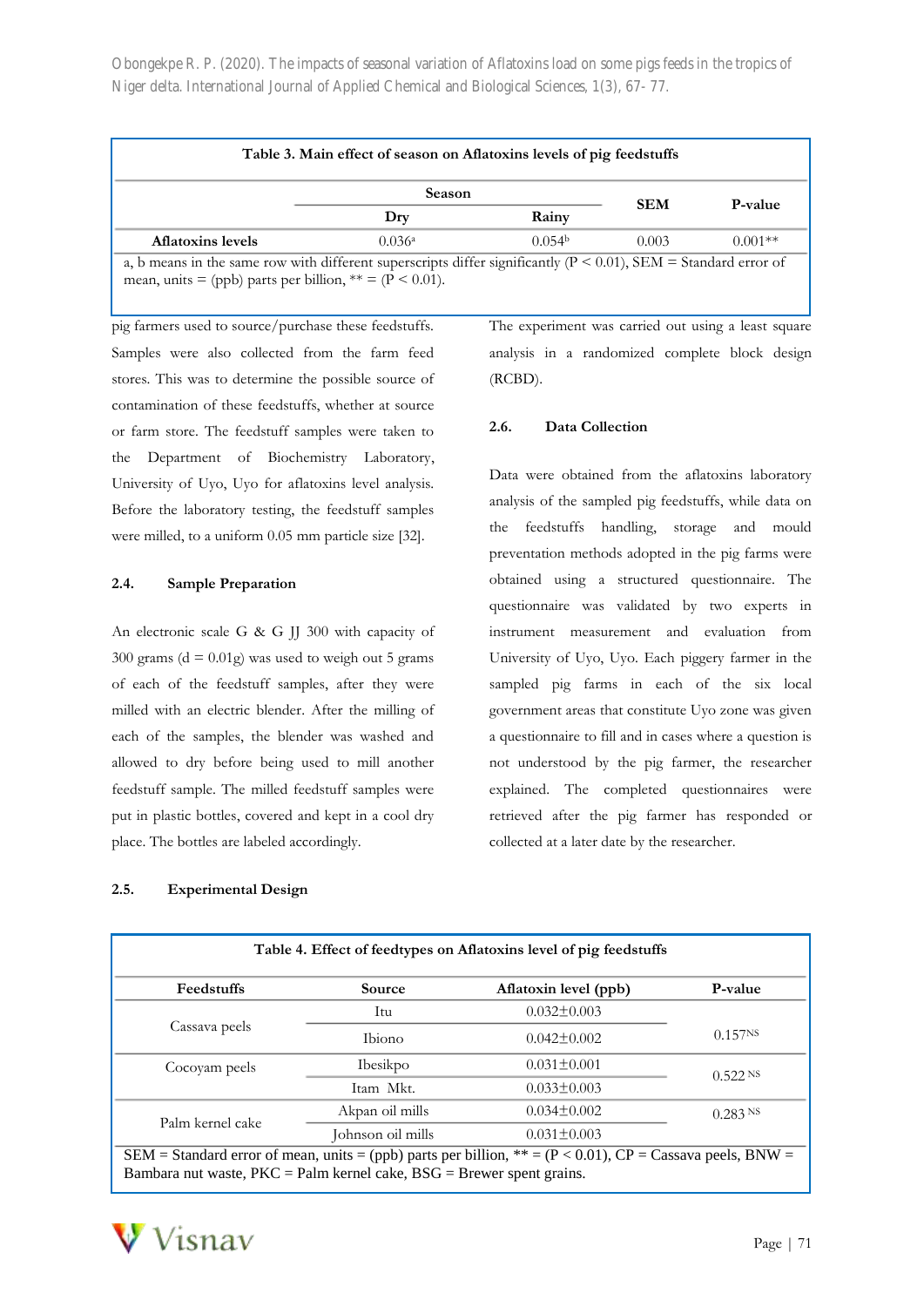**Table 3. Main effect of season on Aflatoxins levels of pig feedstuffs**

| | Season | | SEM | P-value |
|---|---|---|---|---|
| | Dry | Rainy | | |
| **Aflatoxins levels** | 0.036[a] | 0.054[b] | 0.003 | 0.001** |

a, b means in the same row with different superscripts differ significantly ($P < 0.01$), SEM = Standard error of mean, units = (ppb) parts per billion, ** = ($P < 0.01$).

pig farmers used to source/purchase these feedstuffs. Samples were also collected from the farm feed stores. This was to determine the possible source of contamination of these feedstuffs, whether at source or farm store. The feedstuff samples were taken to the Department of Biochemistry Laboratory, University of Uyo, Uyo for aflatoxins level analysis. Before the laboratory testing, the feedstuff samples were milled, to a uniform 0.05 mm particle size [32].

## 2.4. Sample Preparation

An electronic scale G & G JJ 300 with capacity of 300 grams (d = 0.01g) was used to weigh out 5 grams of each of the feedstuff samples, after they were milled with an electric blender. After the milling of each of the samples, the blender was washed and allowed to dry before being used to mill another feedstuff sample. The milled feedstuff samples were put in plastic bottles, covered and kept in a cool dry place. The bottles are labeled accordingly.

## 2.5. Experimental Design

The experiment was carried out using a least square analysis in a randomized complete block design (RCBD).

## 2.6. Data Collection

Data were obtained from the aflatoxins laboratory analysis of the sampled pig feedstuffs, while data on the feedstuffs handling, storage and mould preventation methods adopted in the pig farms were obtained using a structured questionnaire. The questionnaire was validated by two experts in instrument measurement and evaluation from University of Uyo, Uyo. Each piggery farmer in the sampled pig farms in each of the six local government areas that constitute Uyo zone was given a questionnaire to fill and in cases where a question is not understood by the pig farmer, the researcher explained. The completed questionnaires were retrieved after the pig farmer has responded or collected at a later date by the researcher.

**Table 4. Effect of feedtypes on Aflatoxins level of pig feedstuffs**

| Feedstuffs | Source | Aflatoxin level (ppb) | P-value |
|---|---|---|---|
| Cassava peels | Itu | 0.032±0.003 | 0.157[NS] |
| | Ibiono | 0.042±0.002 | |
| Cocoyam peels | Ibesikpo | 0.031±0.001 | 0.522 [NS] |
| | Itam Mkt. | 0.033±0.003 | |
| Palm kernel cake | Akpan oil mills | 0.034±0.002 | 0.283 [NS] |
| | Johnson oil mills | 0.031±0.003 | |

SEM = Standard error of mean, units = (ppb) parts per billion, ** = ($P < 0.01$), CP = Cassava peels, BNW = Bambara nut waste, PKC = Palm kernel cake, BSG = Brewer spent grains.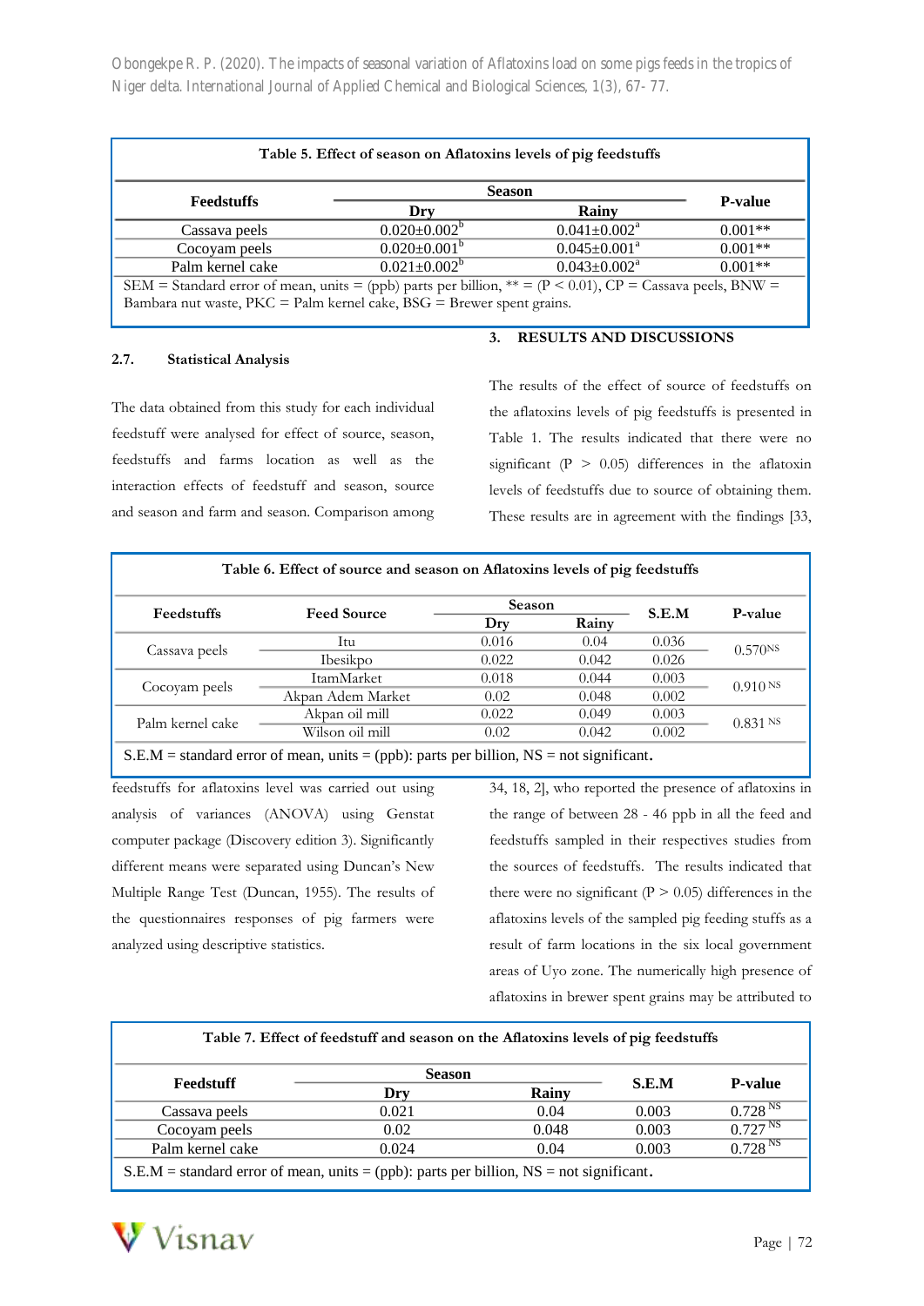**Table 5. Effect of season on Aflatoxins levels of pig feedstuffs**

| Feedstuffs | Season | | P-value |
|---|---|---|---|
| | Dry | Rainy | |
| Cassava peels | 0.020±0.002[b] | 0.041±0.002[a] | 0.001** |
| Cocoyam peels | 0.020±0.001[b] | 0.045±0.001[a] | 0.001** |
| Palm kernel cake | 0.021±0.002[b] | 0.043±0.002[a] | 0.001** |

SEM = Standard error of mean, units = (ppb) parts per billion, ** = ($P < 0.01$), CP = Cassava peels, BNW = Bambara nut waste, PKC = Palm kernel cake, BSG = Brewer spent grains.

### 2.7. Statistical Analysis

The data obtained from this study for each individual feedstuff were analysed for effect of source, season, feedstuffs and farms location as well as the interaction effects of feedstuff and season, source and season and farm and season. Comparison among feedstuffs for aflatoxins level was carried out using analysis of variances (ANOVA) using Genstat computer package (Discovery edition 3). Significantly different means were separated using Duncan's New Multiple Range Test (Duncan, 1955). The results of the questionnaires responses of pig farmers were analyzed using descriptive statistics.

## 3. RESULTS AND DISCUSSIONS

The results of the effect of source of feedstuffs on the aflatoxins levels of pig feedstuffs is presented in Table 1. The results indicated that there were no significant ($P > 0.05$) differences in the aflatoxin levels of feedstuffs due to source of obtaining them. These results are in agreement with the findings [33, 34, 18, 2], who reported the presence of aflatoxins in the range of between 28 - 46 ppb in all the feed and feedstuffs sampled in their respectives studies from the sources of feedstuffs. The results indicated that there were no significant ($P > 0.05$) differences in the aflatoxins levels of the sampled pig feeding stuffs as a result of farm locations in the six local government areas of Uyo zone. The numerically high presence of aflatoxins in brewer spent grains may be attributed to

**Table 6. Effect of source and season on Aflatoxins levels of pig feedstuffs**

| Feedstuffs | Feed Source | Season | | S.E.M | P-value |
|---|---|---|---|---|---|
| | | Dry | Rainy | | |
| Cassava peels | Itu | 0.016 | 0.04 | 0.036 | 0.570[NS] |
| | Ibesikpo | 0.022 | 0.042 | 0.026 | |
| Cocoyam peels | ItamMarket | 0.018 | 0.044 | 0.003 | 0.910[NS] |
| | Akpan Adem Market | 0.02 | 0.048 | 0.002 | |
| Palm kernel cake | Akpan oil mill | 0.022 | 0.049 | 0.003 | 0.831[NS] |
| | Wilson oil mill | 0.02 | 0.042 | 0.002 | |

S.E.M = standard error of mean, units = (ppb): parts per billion, NS = not significant.

**Table 7. Effect of feedstuff and season on the Aflatoxins levels of pig feedstuffs**

| Feedstuff | Season | | S.E.M | P-value |
|---|---|---|---|---|
| | Dry | Rainy | | |
| Cassava peels | 0.021 | 0.04 | 0.003 | 0.728[NS] |
| Cocoyam peels | 0.02 | 0.048 | 0.003 | 0.727[NS] |
| Palm kernel cake | 0.024 | 0.04 | 0.003 | 0.728[NS] |

S.E.M = standard error of mean, units = (ppb): parts per billion, NS = not significant.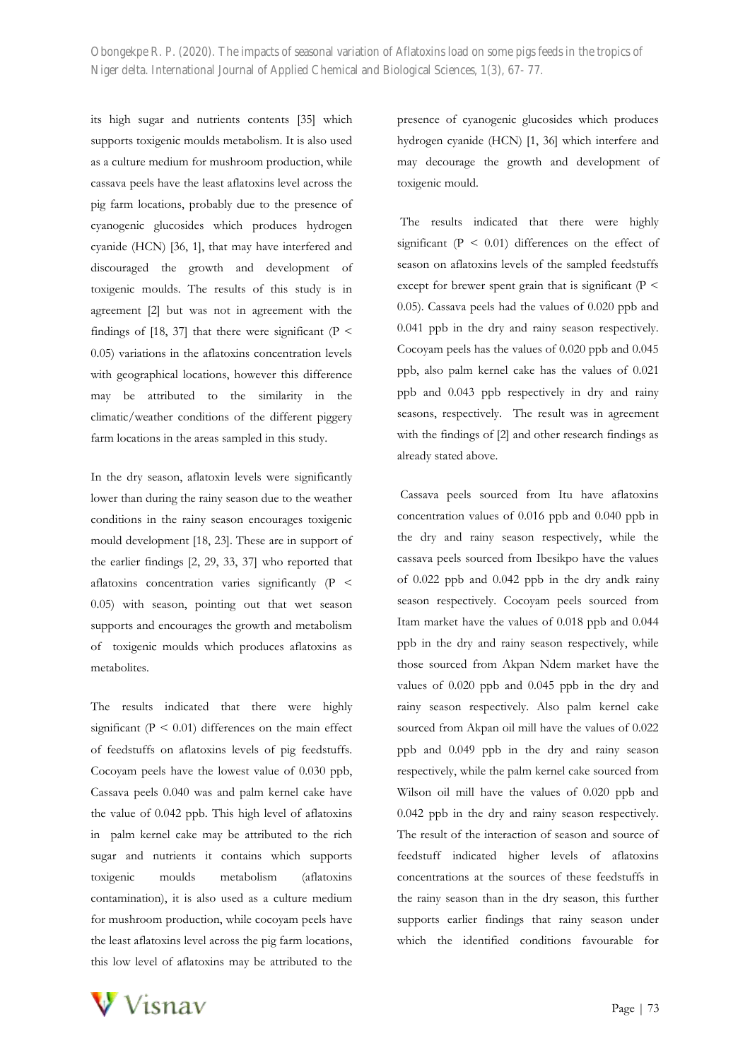its high sugar and nutrients contents [35] which supports toxigenic moulds metabolism. It is also used as a culture medium for mushroom production, while cassava peels have the least aflatoxins level across the pig farm locations, probably due to the presence of cyanogenic glucosides which produces hydrogen cyanide (HCN) [36, 1], that may have interfered and discouraged the growth and development of toxigenic moulds. The results of this study is in agreement [2] but was not in agreement with the findings of [18, 37] that there were significant ($P < 0.05$) variations in the aflatoxins concentration levels with geographical locations, however this difference may be attributed to the similarity in the climatic/weather conditions of the different piggery farm locations in the areas sampled in this study.

In the dry season, aflatoxin levels were significantly lower than during the rainy season due to the weather conditions in the rainy season encourages toxigenic mould development [18, 23]. These are in support of the earlier findings [2, 29, 33, 37] who reported that aflatoxins concentration varies significantly ($P < 0.05$) with season, pointing out that wet season supports and encourages the growth and metabolism of toxigenic moulds which produces aflatoxins as metabolites.

The results indicated that there were highly significant ($P < 0.01$) differences on the main effect of feedstuffs on aflatoxins levels of pig feedstuffs. Cocoyam peels have the lowest value of 0.030 ppb, Cassava peels 0.040 was and palm kernel cake have the value of 0.042 ppb. This high level of aflatoxins in palm kernel cake may be attributed to the rich sugar and nutrients it contains which supports toxigenic moulds metabolism (aflatoxins contamination), it is also used as a culture medium for mushroom production, while cocoyam peels have the least aflatoxins level across the pig farm locations, this low level of aflatoxins may be attributed to the presence of cyanogenic glucosides which produces hydrogen cyanide (HCN) [1, 36] which interfere and may decourage the growth and development of toxigenic mould.

The results indicated that there were highly significant ($P < 0.01$) differences on the effect of season on aflatoxins levels of the sampled feedstuffs except for brewer spent grain that is significant ($P < 0.05$). Cassava peels had the values of 0.020 ppb and 0.041 ppb in the dry and rainy season respectively. Cocoyam peels has the values of 0.020 ppb and 0.045 ppb, also palm kernel cake has the values of 0.021 ppb and 0.043 ppb respectively in dry and rainy seasons, respectively. The result was in agreement with the findings of [2] and other research findings as already stated above.

Cassava peels sourced from Itu have aflatoxins concentration values of 0.016 ppb and 0.040 ppb in the dry and rainy season respectively, while the cassava peels sourced from Ibesikpo have the values of 0.022 ppb and 0.042 ppb in the dry andk rainy season respectively. Cocoyam peels sourced from Itam market have the values of 0.018 ppb and 0.044 ppb in the dry and rainy season respectively, while those sourced from Akpan Ndem market have the values of 0.020 ppb and 0.045 ppb in the dry and rainy season respectively. Also palm kernel cake sourced from Akpan oil mill have the values of 0.022 ppb and 0.049 ppb in the dry and rainy season respectively, while the palm kernel cake sourced from Wilson oil mill have the values of 0.020 ppb and 0.042 ppb in the dry and rainy season respectively. The result of the interaction of season and source of feedstuff indicated higher levels of aflatoxins concentrations at the sources of these feedstuffs in the rainy season than in the dry season, this further supports earlier findings that rainy season under which the identified conditions favourable for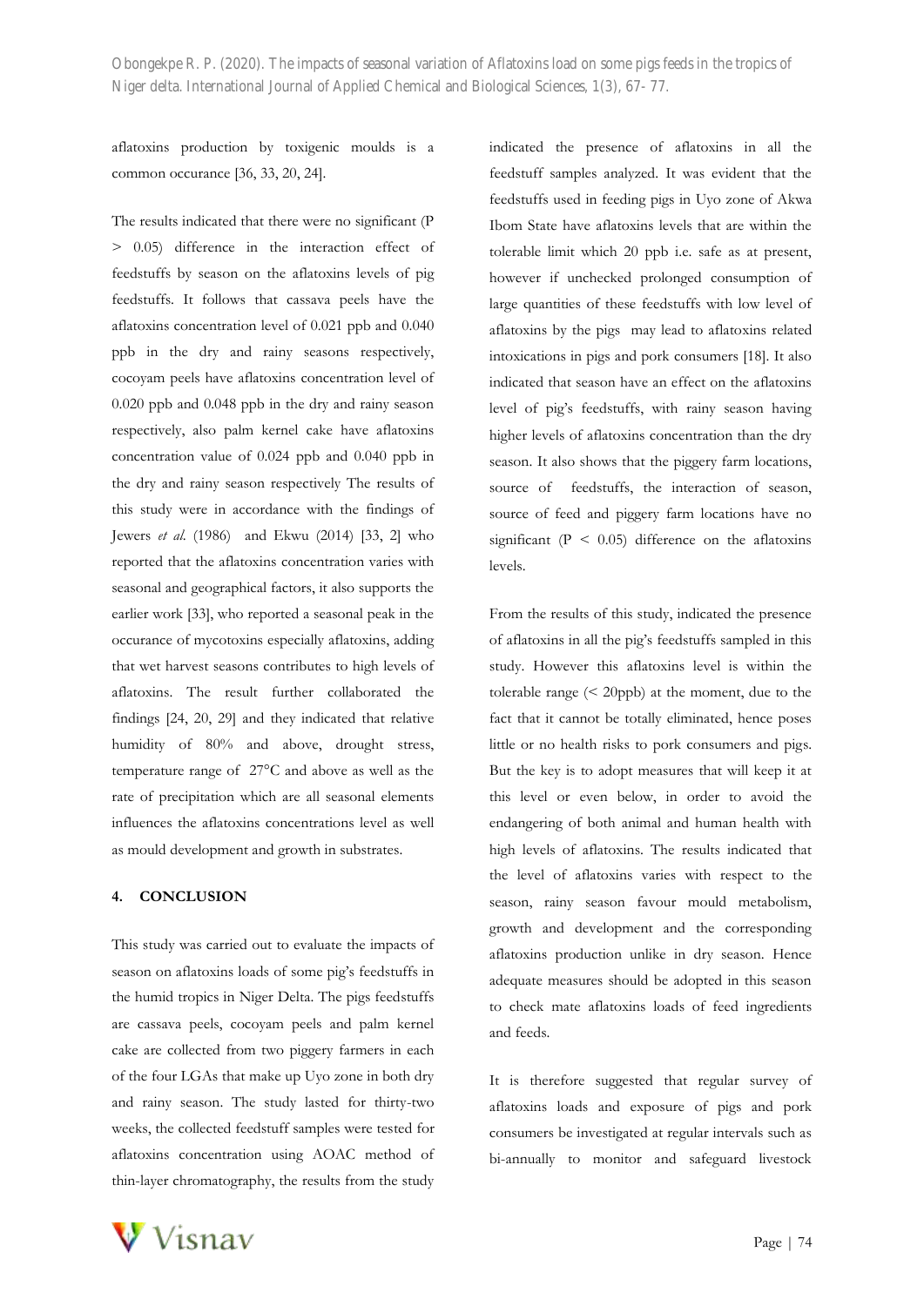aflatoxins production by toxigenic moulds is a common occurance [36, 33, 20, 24].

The results indicated that there were no significant ($P > 0.05$) difference in the interaction effect of feedstuffs by season on the aflatoxins levels of pig feedstuffs. It follows that cassava peels have the aflatoxins concentration level of 0.021 ppb and 0.040 ppb in the dry and rainy seasons respectively, cocoyam peels have aflatoxins concentration level of 0.020 ppb and 0.048 ppb in the dry and rainy season respectively, also palm kernel cake have aflatoxins concentration value of 0.024 ppb and 0.040 ppb in the dry and rainy season respectively The results of this study were in accordance with the findings of Jewers *et al.* (1986) and Ekwu (2014) [33, 2] who reported that the aflatoxins concentration varies with seasonal and geographical factors, it also supports the earlier work [33], who reported a seasonal peak in the occurance of mycotoxins especially aflatoxins, adding that wet harvest seasons contributes to high levels of aflatoxins. The result further collaborated the findings [24, 20, 29] and they indicated that relative humidity of 80% and above, drought stress, temperature range of 27°C and above as well as the rate of precipitation which are all seasonal elements influences the aflatoxins concentrations level as well as mould development and growth in substrates.

## 4. CONCLUSION

This study was carried out to evaluate the impacts of season on aflatoxins loads of some pig's feedstuffs in the humid tropics in Niger Delta. The pigs feedstuffs are cassava peels, cocoyam peels and palm kernel cake are collected from two piggery farmers in each of the four LGAs that make up Uyo zone in both dry and rainy season. The study lasted for thirty-two weeks, the collected feedstuff samples were tested for aflatoxins concentration using AOAC method of thin-layer chromatography, the results from the study indicated the presence of aflatoxins in all the feedstuff samples analyzed. It was evident that the feedstuffs used in feeding pigs in Uyo zone of Akwa Ibom State have aflatoxins levels that are within the tolerable limit which 20 ppb i.e. safe as at present, however if unchecked prolonged consumption of large quantities of these feedstuffs with low level of aflatoxins by the pigs may lead to aflatoxins related intoxications in pigs and pork consumers [18]. It also indicated that season have an effect on the aflatoxins level of pig's feedstuffs, with rainy season having higher levels of aflatoxins concentration than the dry season. It also shows that the piggery farm locations, source of feedstuffs, the interaction of season, source of feed and piggery farm locations have no significant ($P < 0.05$) difference on the aflatoxins levels.

From the results of this study, indicated the presence of aflatoxins in all the pig's feedstuffs sampled in this study. However this aflatoxins level is within the tolerable range (< 20ppb) at the moment, due to the fact that it cannot be totally eliminated, hence poses little or no health risks to pork consumers and pigs. But the key is to adopt measures that will keep it at this level or even below, in order to avoid the endangering of both animal and human health with high levels of aflatoxins. The results indicated that the level of aflatoxins varies with respect to the season, rainy season favour mould metabolism, growth and development and the corresponding aflatoxins production unlike in dry season. Hence adequate measures should be adopted in this season to check mate aflatoxins loads of feed ingredients and feeds.

It is therefore suggested that regular survey of aflatoxins loads and exposure of pigs and pork consumers be investigated at regular intervals such as bi-annually to monitor and safeguard livestock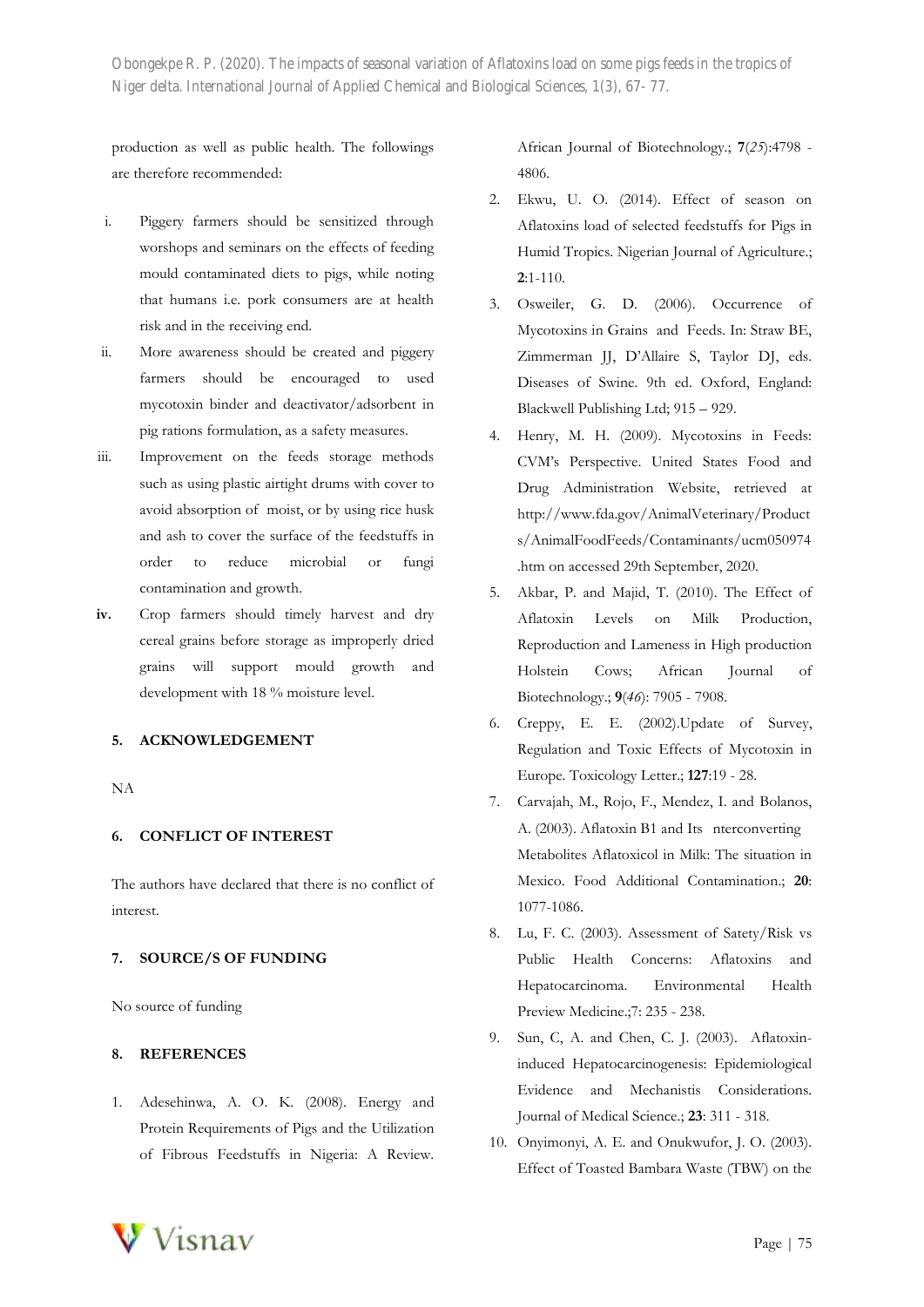production as well as public health. The followings are therefore recommended:

i. Piggery farmers should be sensitized through worshops and seminars on the effects of feeding mould contaminated diets to pigs, while noting that humans i.e. pork consumers are at health risk and in the receiving end.
ii. More awareness should be created and piggery farmers should be encouraged to used mycotoxin binder and deactivator/adsorbent in pig rations formulation, as a safety measures.
iii. Improvement on the feeds storage methods such as using plastic airtight drums with cover to avoid absorption of moist, or by using rice husk and ash to cover the surface of the feedstuffs in order to reduce microbial or fungi contamination and growth.
**iv.** Crop farmers should timely harvest and dry cereal grains before storage as improperly dried grains will support mould growth and development with 18 % moisture level.

## 5. ACKNOWLEDGEMENT

NA

## 6. CONFLICT OF INTEREST

The authors have declared that there is no conflict of interest.

## 7. SOURCE/S OF FUNDING

No source of funding

## 8. REFERENCES

1. Adesehinwa, A. O. K. (2008). Energy and Protein Requirements of Pigs and the Utilization of Fibrous Feedstuffs in Nigeria: A Review. African Journal of Biotechnology.; **7**(*25*):4798 - 4806.
2. Ekwu, U. O. (2014). Effect of season on Aflatoxins load of selected feedstuffs for Pigs in Humid Tropics. Nigerian Journal of Agriculture.; **2**:1-110.
3. Osweiler, G. D. (2006). Occurrence of Mycotoxins in Grains and Feeds. In: Straw BE, Zimmerman JJ, D'Allaire S, Taylor DJ, eds. Diseases of Swine. 9th ed. Oxford, England: Blackwell Publishing Ltd; 915 – 929.
4. Henry, M. H. (2009). Mycotoxins in Feeds: CVM's Perspective. United States Food and Drug Administration Website, retrieved at http://www.fda.gov/AnimalVeterinary/Products/AnimalFoodFeeds/Contaminants/ucm050974.htm on accessed 29th September, 2020.
5. Akbar, P. and Majid, T. (2010). The Effect of Aflatoxin Levels on Milk Production, Reproduction and Lameness in High production Holstein Cows; African Journal of Biotechnology.; **9**(*46*): 7905 - 7908.
6. Creppy, E. E. (2002).Update of Survey, Regulation and Toxic Effects of Mycotoxin in Europe. Toxicology Letter.; **127**:19 - 28.
7. Carvajah, M., Rojo, F., Mendez, I. and Bolanos, A. (2003). Aflatoxin B1 and Its nterconverting Metabolites Aflatoxicol in Milk: The situation in Mexico. Food Additional Contamination.; **20**: 1077-1086.
8. Lu, F. C. (2003). Assessment of Satety/Risk vs Public Health Concerns: Aflatoxins and Hepatocarcinoma. Environmental Health Preview Medicine.;7: 235 - 238.
9. Sun, C, A. and Chen, C. J. (2003). Aflatoxin-induced Hepatocarcinogenesis: Epidemiological Evidence and Mechanistis Considerations. Journal of Medical Science.; **23**: 311 - 318.
10. Onyimonyi, A. E. and Onukwufor, J. O. (2003). Effect of Toasted Bambara Waste (TBW) on the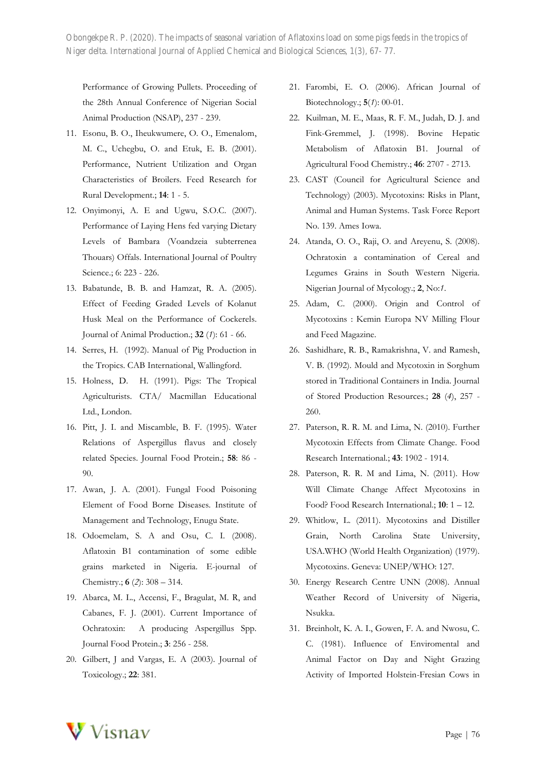Performance of Growing Pullets. Proceeding of the 28th Annual Conference of Nigerian Social Animal Production (NSAP), 237 - 239.

11. Esonu, B. O., Iheukwumere, O. O., Emenalom, M. C., Uchegbu, O. and Etuk, E. B. (2001). Performance, Nutrient Utilization and Organ Characteristics of Broilers. Feed Research for Rural Development.; **14**: 1 - 5.
12. Onyimonyi, A. E and Ugwu, S.O.C. (2007). Performance of Laying Hens fed varying Dietary Levels of Bambara (Voandzeia subterrenea Thouars) Offals. International Journal of Poultry Science.; 6: 223 - 226.
13. Babatunde, B. B. and Hamzat, R. A. (2005). Effect of Feeding Graded Levels of Kolanut Husk Meal on the Performance of Cockerels. Journal of Animal Production.; **32** (*1*): 61 - 66.
14. Serres, H. (1992). Manual of Pig Production in the Tropics. CAB International, Wallingford.
15. Holness, D. H. (1991). Pigs: The Tropical Agriculturists. CTA/ Macmillan Educational Ltd., London.
16. Pitt, J. I. and Miscamble, B. F. (1995). Water Relations of Aspergillus flavus and closely related Species. Journal Food Protein.; **58**: 86 - 90.
17. Awan, J. A. (2001). Fungal Food Poisoning Element of Food Borne Diseases. Institute of Management and Technology, Enugu State.
18. Odoemelam, S. A and Osu, C. I. (2008). Aflatoxin B1 contamination of some edible grains marketed in Nigeria. E-journal of Chemistry.; **6** (*2*): 308 – 314.
19. Abarca, M. L., Accensi, F., Bragulat, M. R, and Cabanes, F. J. (2001). Current Importance of Ochratoxin: A producing Aspergillus Spp. Journal Food Protein.; **3**: 256 - 258.
20. Gilbert, J and Vargas, E. A (2003). Journal of Toxicology.; **22**: 381.
21. Farombi, E. O. (2006). African Journal of Biotechnology.; **5**(*1*): 00-01.
22. Kuilman, M. E., Maas, R. F. M., Judah, D. J. and Fink-Gremmel, J. (1998). Bovine Hepatic Metabolism of Aflatoxin B1. Journal of Agricultural Food Chemistry.; **46**: 2707 - 2713.
23. CAST (Council for Agricultural Science and Technology) (2003). Mycotoxins: Risks in Plant, Animal and Human Systems. Task Force Report No. 139. Ames Iowa.
24. Atanda, O. O., Raji, O. and Areyenu, S. (2008). Ochratoxin a contamination of Cereal and Legumes Grains in South Western Nigeria. Nigerian Journal of Mycology.; **2**, No:*1*.
25. Adam, C. (2000). Origin and Control of Mycotoxins : Kemin Europa NV Milling Flour and Feed Magazine.
26. Sashidhare, R. B., Ramakrishna, V. and Ramesh, V. B. (1992). Mould and Mycotoxin in Sorghum stored in Traditional Containers in India. Journal of Stored Production Resources.; **28** (*4*), 257 - 260.
27. Paterson, R. R. M. and Lima, N. (2010). Further Mycotoxin Effects from Climate Change. Food Research International.; **43**: 1902 - 1914.
28. Paterson, R. R. M and Lima, N. (2011). How Will Climate Change Affect Mycotoxins in Food? Food Research International.; **10**: 1 – 12.
29. Whitlow, L. (2011). Mycotoxins and Distiller Grain, North Carolina State University, USA.WHO (World Health Organization) (1979). Mycotoxins. Geneva: UNEP/WHO: 127.
30. Energy Research Centre UNN (2008). Annual Weather Record of University of Nigeria, Nsukka.
31. Breinholt, K. A. I., Gowen, F. A. and Nwosu, C. C. (1981). Influence of Enviromental and Animal Factor on Day and Night Grazing Activity of Imported Holstein-Fresian Cows in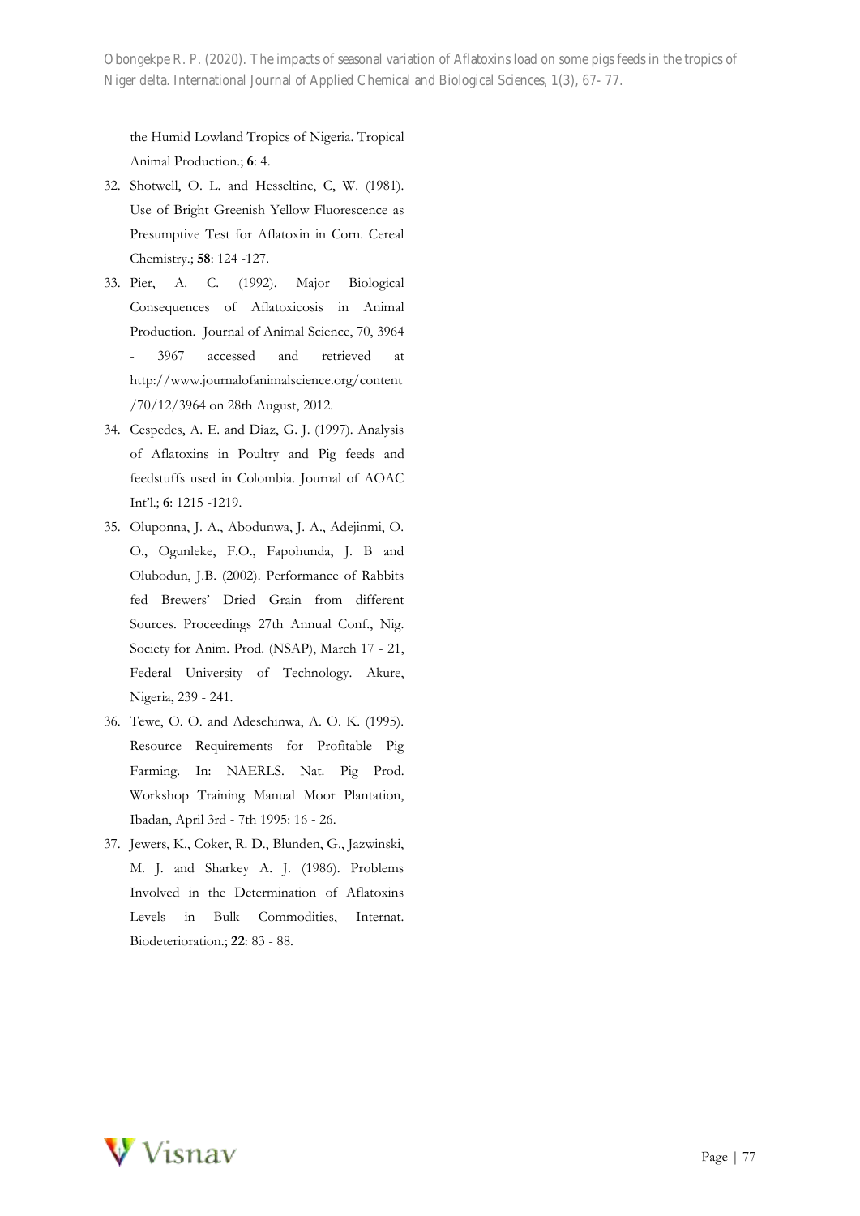the Humid Lowland Tropics of Nigeria. Tropical Animal Production.; **6**: 4.

32. Shotwell, O. L. and Hesseltine, C, W. (1981). Use of Bright Greenish Yellow Fluorescence as Presumptive Test for Aflatoxin in Corn. Cereal Chemistry.; **58**: 124 -127.
33. Pier, A. C. (1992). Major Biological Consequences of Aflatoxicosis in Animal Production. Journal of Animal Science, 70, 3964 - 3967 accessed and retrieved at http://www.journalofanimalscience.org/content/70/12/3964 on 28th August, 2012.
34. Cespedes, A. E. and Diaz, G. J. (1997). Analysis of Aflatoxins in Poultry and Pig feeds and feedstuffs used in Colombia. Journal of AOAC Int'l.; **6**: 1215 -1219.
35. Oluponna, J. A., Abodunwa, J. A., Adejinmi, O. O., Ogunleke, F.O., Fapohunda, J. B and Olubodun, J.B. (2002). Performance of Rabbits fed Brewers' Dried Grain from different Sources. Proceedings 27th Annual Conf., Nig. Society for Anim. Prod. (NSAP), March 17 - 21, Federal University of Technology. Akure, Nigeria, 239 - 241.
36. Tewe, O. O. and Adesehinwa, A. O. K. (1995). Resource Requirements for Profitable Pig Farming. In: NAERLS. Nat. Pig Prod. Workshop Training Manual Moor Plantation, Ibadan, April 3rd - 7th 1995: 16 - 26.
37. Jewers, K., Coker, R. D., Blunden, G., Jazwinski, M. J. and Sharkey A. J. (1986). Problems Involved in the Determination of Aflatoxins Levels in Bulk Commodities, Internat. Biodeterioration.; **22**: 83 - 88.